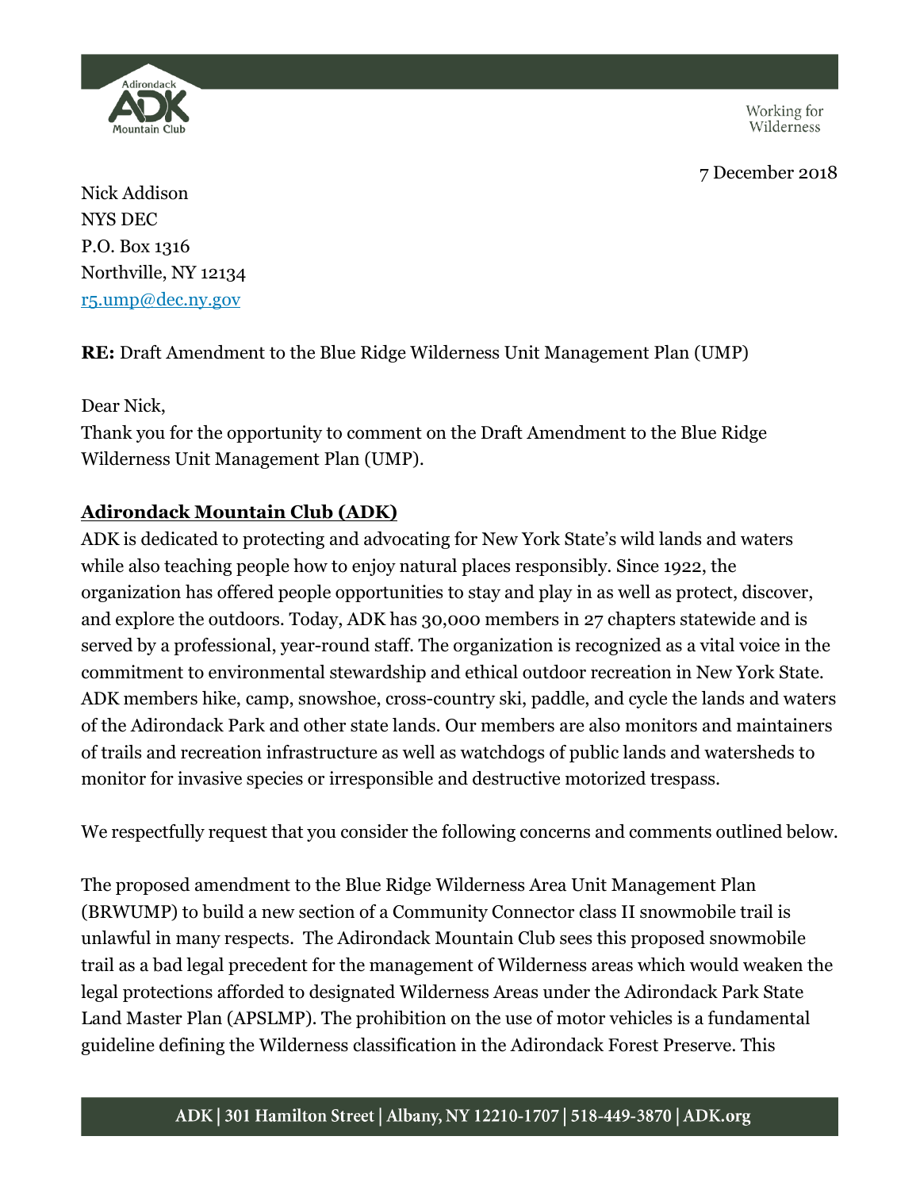Working for Wilderness

7 December 2018

Nick Addison
NYS DEC
P.O. Box 1316
Northville, NY 12134
r5.ump@dec.ny.gov

**RE:** Draft Amendment to the Blue Ridge Wilderness Unit Management Plan (UMP)

Dear Nick,

Thank you for the opportunity to comment on the Draft Amendment to the Blue Ridge Wilderness Unit Management Plan (UMP).

**Adirondack Mountain Club (ADK)**

ADK is dedicated to protecting and advocating for New York State's wild lands and waters while also teaching people how to enjoy natural places responsibly. Since 1922, the organization has offered people opportunities to stay and play in as well as protect, discover, and explore the outdoors. Today, ADK has 30,000 members in 27 chapters statewide and is served by a professional, year-round staff. The organization is recognized as a vital voice in the commitment to environmental stewardship and ethical outdoor recreation in New York State. ADK members hike, camp, snowshoe, cross-country ski, paddle, and cycle the lands and waters of the Adirondack Park and other state lands. Our members are also monitors and maintainers of trails and recreation infrastructure as well as watchdogs of public lands and watersheds to monitor for invasive species or irresponsible and destructive motorized trespass.

We respectfully request that you consider the following concerns and comments outlined below.

The proposed amendment to the Blue Ridge Wilderness Area Unit Management Plan (BRWUMP) to build a new section of a Community Connector class II snowmobile trail is unlawful in many respects. The Adirondack Mountain Club sees this proposed snowmobile trail as a bad legal precedent for the management of Wilderness areas which would weaken the legal protections afforded to designated Wilderness Areas under the Adirondack Park State Land Master Plan (APSLMP). The prohibition on the use of motor vehicles is a fundamental guideline defining the Wilderness classification in the Adirondack Forest Preserve. This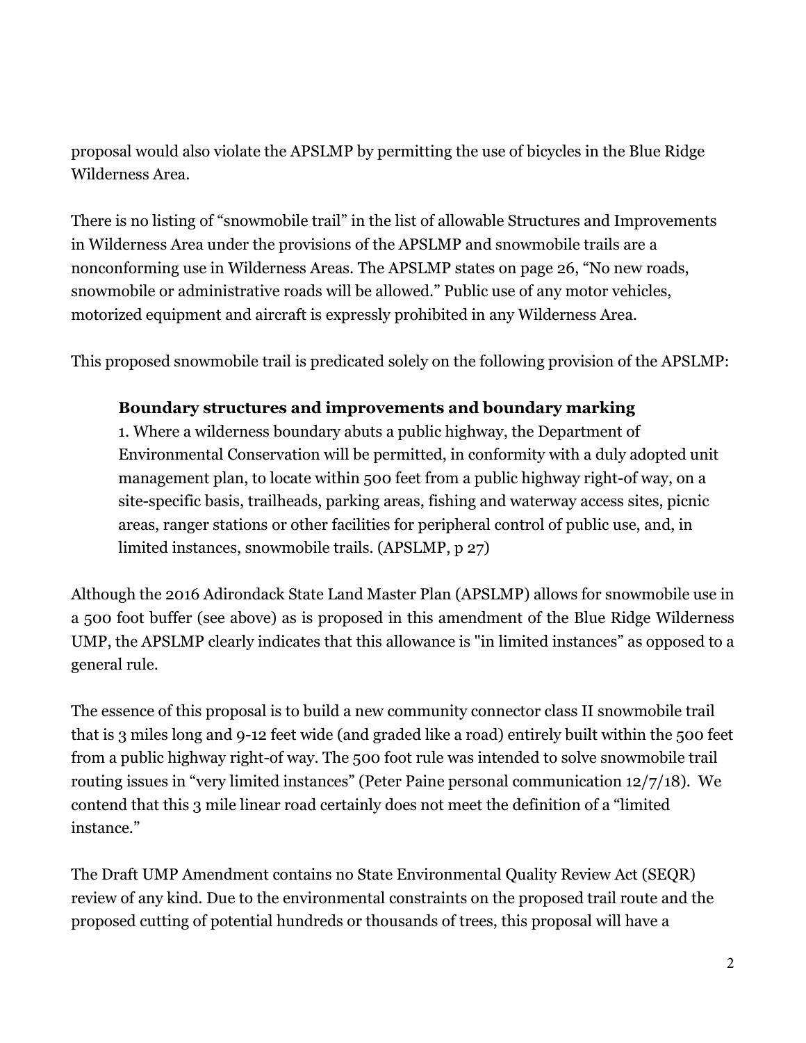proposal would also violate the APSLMP by permitting the use of bicycles in the Blue Ridge Wilderness Area.

There is no listing of "snowmobile trail" in the list of allowable Structures and Improvements in Wilderness Area under the provisions of the APSLMP and snowmobile trails are a nonconforming use in Wilderness Areas. The APSLMP states on page 26, "No new roads, snowmobile or administrative roads will be allowed." Public use of any motor vehicles, motorized equipment and aircraft is expressly prohibited in any Wilderness Area.

This proposed snowmobile trail is predicated solely on the following provision of the APSLMP:

> **Boundary structures and improvements and boundary marking**
> 1. Where a wilderness boundary abuts a public highway, the Department of Environmental Conservation will be permitted, in conformity with a duly adopted unit management plan, to locate within 500 feet from a public highway right-of way, on a site-specific basis, trailheads, parking areas, fishing and waterway access sites, picnic areas, ranger stations or other facilities for peripheral control of public use, and, in limited instances, snowmobile trails. (APSLMP, p 27)

Although the 2016 Adirondack State Land Master Plan (APSLMP) allows for snowmobile use in a 500 foot buffer (see above) as is proposed in this amendment of the Blue Ridge Wilderness UMP, the APSLMP clearly indicates that this allowance is "in limited instances" as opposed to a general rule.

The essence of this proposal is to build a new community connector class II snowmobile trail that is 3 miles long and 9-12 feet wide (and graded like a road) entirely built within the 500 feet from a public highway right-of way. The 500 foot rule was intended to solve snowmobile trail routing issues in "very limited instances" (Peter Paine personal communication 12/7/18). We contend that this 3 mile linear road certainly does not meet the definition of a "limited instance."

The Draft UMP Amendment contains no State Environmental Quality Review Act (SEQR) review of any kind. Due to the environmental constraints on the proposed trail route and the proposed cutting of potential hundreds or thousands of trees, this proposal will have a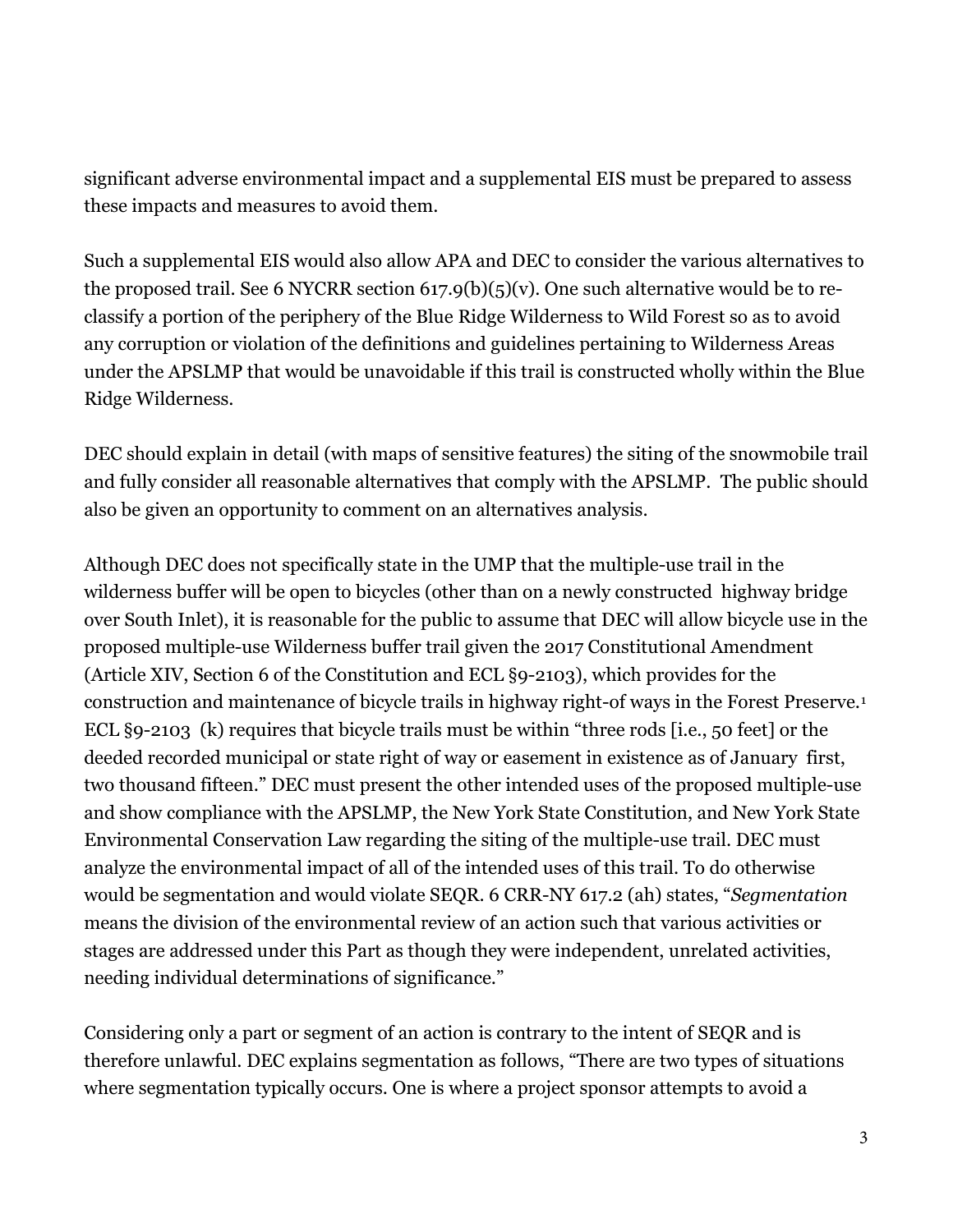significant adverse environmental impact and a supplemental EIS must be prepared to assess these impacts and measures to avoid them.

Such a supplemental EIS would also allow APA and DEC to consider the various alternatives to the proposed trail. See 6 NYCRR section 617.9(b)(5)(v). One such alternative would be to re-classify a portion of the periphery of the Blue Ridge Wilderness to Wild Forest so as to avoid any corruption or violation of the definitions and guidelines pertaining to Wilderness Areas under the APSLMP that would be unavoidable if this trail is constructed wholly within the Blue Ridge Wilderness.

DEC should explain in detail (with maps of sensitive features) the siting of the snowmobile trail and fully consider all reasonable alternatives that comply with the APSLMP. The public should also be given an opportunity to comment on an alternatives analysis.

Although DEC does not specifically state in the UMP that the multiple-use trail in the wilderness buffer will be open to bicycles (other than on a newly constructed highway bridge over South Inlet), it is reasonable for the public to assume that DEC will allow bicycle use in the proposed multiple-use Wilderness buffer trail given the 2017 Constitutional Amendment (Article XIV, Section 6 of the Constitution and ECL §9-2103), which provides for the construction and maintenance of bicycle trails in highway right-of ways in the Forest Preserve.[1] ECL §9-2103 (k) requires that bicycle trails must be within "three rods [i.e., 50 feet] or the deeded recorded municipal or state right of way or easement in existence as of January first, two thousand fifteen." DEC must present the other intended uses of the proposed multiple-use and show compliance with the APSLMP, the New York State Constitution, and New York State Environmental Conservation Law regarding the siting of the multiple-use trail. DEC must analyze the environmental impact of all of the intended uses of this trail. To do otherwise would be segmentation and would violate SEQR. 6 CRR-NY 617.2 (ah) states, "*Segmentation* means the division of the environmental review of an action such that various activities or stages are addressed under this Part as though they were independent, unrelated activities, needing individual determinations of significance."

Considering only a part or segment of an action is contrary to the intent of SEQR and is therefore unlawful. DEC explains segmentation as follows, "There are two types of situations where segmentation typically occurs. One is where a project sponsor attempts to avoid a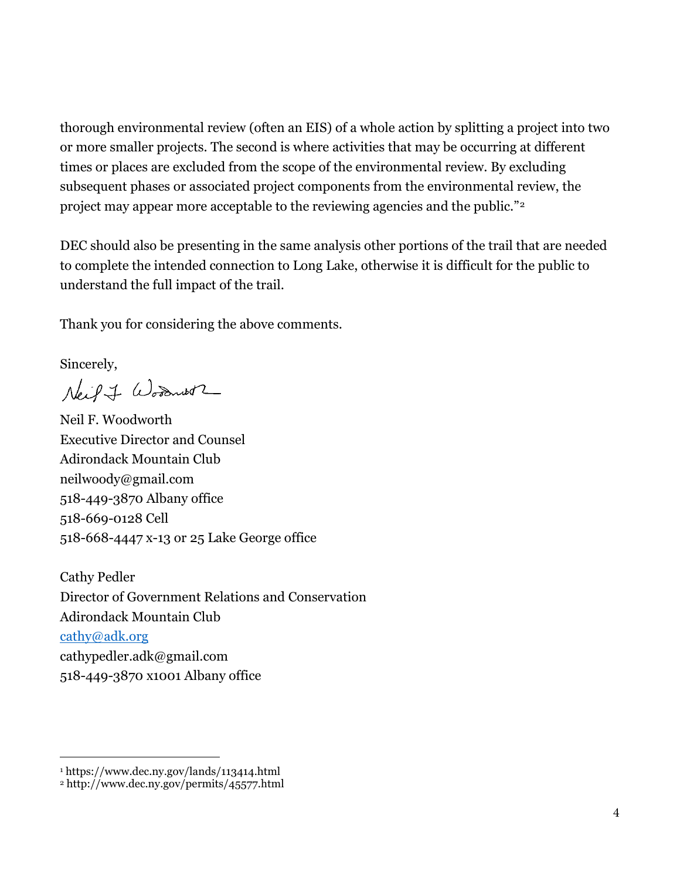thorough environmental review (often an EIS) of a whole action by splitting a project into two or more smaller projects. The second is where activities that may be occurring at different times or places are excluded from the scope of the environmental review. By excluding subsequent phases or associated project components from the environmental review, the project may appear more acceptable to the reviewing agencies and the public."[2]

DEC should also be presenting in the same analysis other portions of the trail that are needed to complete the intended connection to Long Lake, otherwise it is difficult for the public to understand the full impact of the trail.

Thank you for considering the above comments.

Sincerely,

Neil F. Woodworth
Executive Director and Counsel
Adirondack Mountain Club
neilwoody@gmail.com
518-449-3870 Albany office
518-669-0128 Cell
518-668-4447 x-13 or 25 Lake George office

Cathy Pedler
Director of Government Relations and Conservation
Adirondack Mountain Club
cathy@adk.org
cathypedler.adk@gmail.com
518-449-3870 x1001 Albany office

---

[1] https://www.dec.ny.gov/lands/113414.html
[2] http://www.dec.ny.gov/permits/45577.html